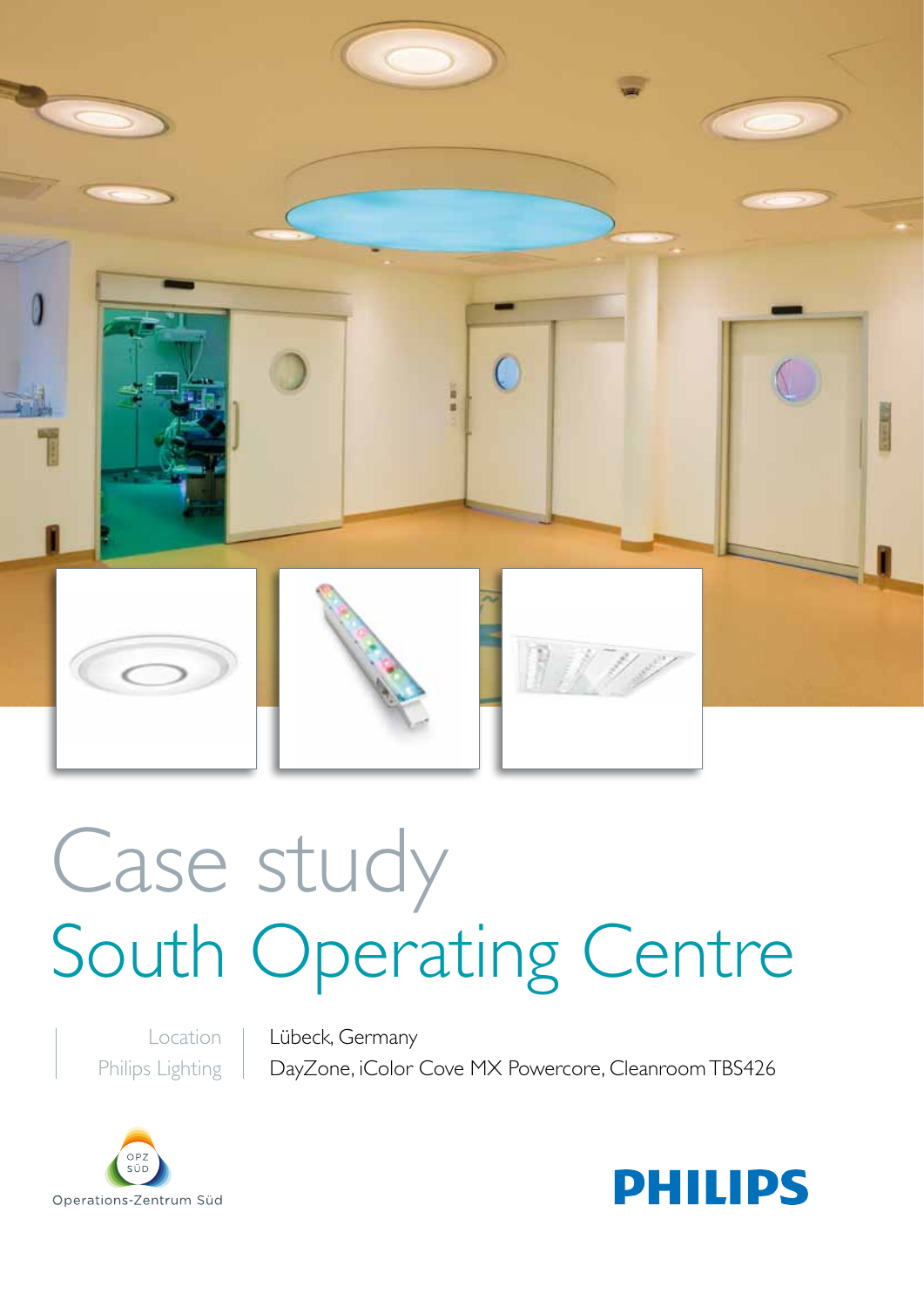# Case study
# South Operating Centre

| Location | Lübeck, Germany |
| --- | --- |
| Philips Lighting | DayZone, iColor Cove MX Powercore, Cleanroom TBS426 |

OPZ SÜD

Operations-Zentrum Süd

PHILIPS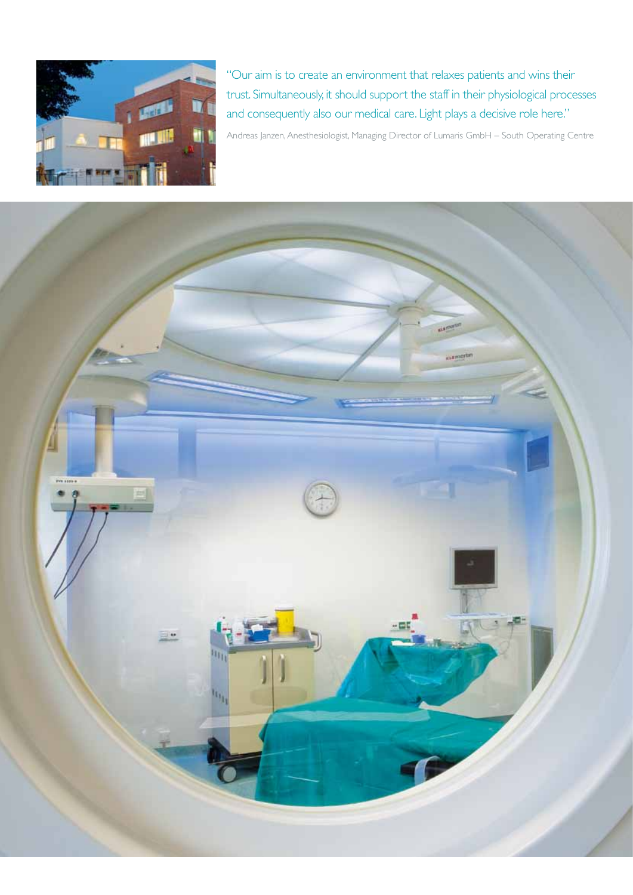"Our aim is to create an environment that relaxes patients and wins their trust. Simultaneously, it should support the staff in their physiological processes and consequently also our medical care. Light plays a decisive role here."

Andreas Janzen, Anesthesiologist, Managing Director of Lumaris GmbH – South Operating Centre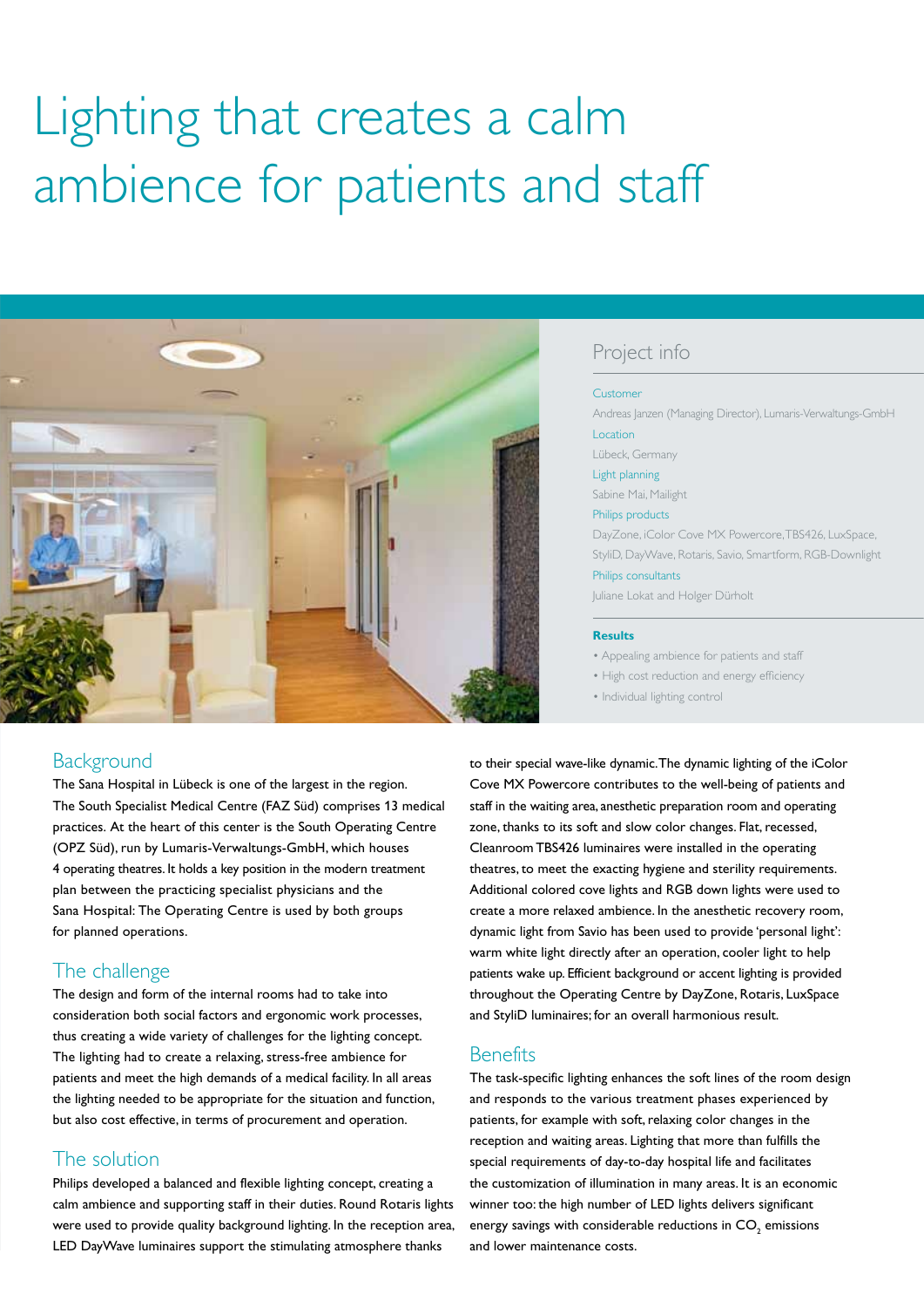# Lighting that creates a calm ambience for patients and staff

## Project info

**Customer**
Andreas Janzen (Managing Director), Lumaris-Verwaltungs-GmbH

**Location**
Lübeck, Germany

**Light planning**
Sabine Mai, Mailight

**Philips products**
DayZone, iColor Cove MX Powercore, TBS426, LuxSpace, StyliD, DayWave, Rotaris, Savio, Smartform, RGB-Downlight

**Philips consultants**
Juliane Lokat and Holger Dürholt

**Results**

- Appealing ambience for patients and staff
- High cost reduction and energy efficiency
- Individual lighting control

## Background

The Sana Hospital in Lübeck is one of the largest in the region. The South Specialist Medical Centre (FAZ Süd) comprises 13 medical practices. At the heart of this center is the South Operating Centre (OPZ Süd), run by Lumaris-Verwaltungs-GmbH, which houses 4 operating theatres. It holds a key position in the modern treatment plan between the practicing specialist physicians and the Sana Hospital: The Operating Centre is used by both groups for planned operations.

## The challenge

The design and form of the internal rooms had to take into consideration both social factors and ergonomic work processes, thus creating a wide variety of challenges for the lighting concept. The lighting had to create a relaxing, stress-free ambience for patients and meet the high demands of a medical facility. In all areas the lighting needed to be appropriate for the situation and function, but also cost effective, in terms of procurement and operation.

## The solution

Philips developed a balanced and flexible lighting concept, creating a calm ambience and supporting staff in their duties. Round Rotaris lights were used to provide quality background lighting. In the reception area, LED DayWave luminaires support the stimulating atmosphere thanks to their special wave-like dynamic. The dynamic lighting of the iColor Cove MX Powercore contributes to the well-being of patients and staff in the waiting area, anesthetic preparation room and operating zone, thanks to its soft and slow color changes. Flat, recessed, Cleanroom TBS426 luminaires were installed in the operating theatres, to meet the exacting hygiene and sterility requirements. Additional colored cove lights and RGB down lights were used to create a more relaxed ambience. In the anesthetic recovery room, dynamic light from Savio has been used to provide 'personal light': warm white light directly after an operation, cooler light to help patients wake up. Efficient background or accent lighting is provided throughout the Operating Centre by DayZone, Rotaris, LuxSpace and StyliD luminaires; for an overall harmonious result.

## Benefits

The task-specific lighting enhances the soft lines of the room design and responds to the various treatment phases experienced by patients, for example with soft, relaxing color changes in the reception and waiting areas. Lighting that more than fulfills the special requirements of day-to-day hospital life and facilitates the customization of illumination in many areas. It is an economic winner too: the high number of LED lights delivers significant energy savings with considerable reductions in $CO_2$ emissions and lower maintenance costs.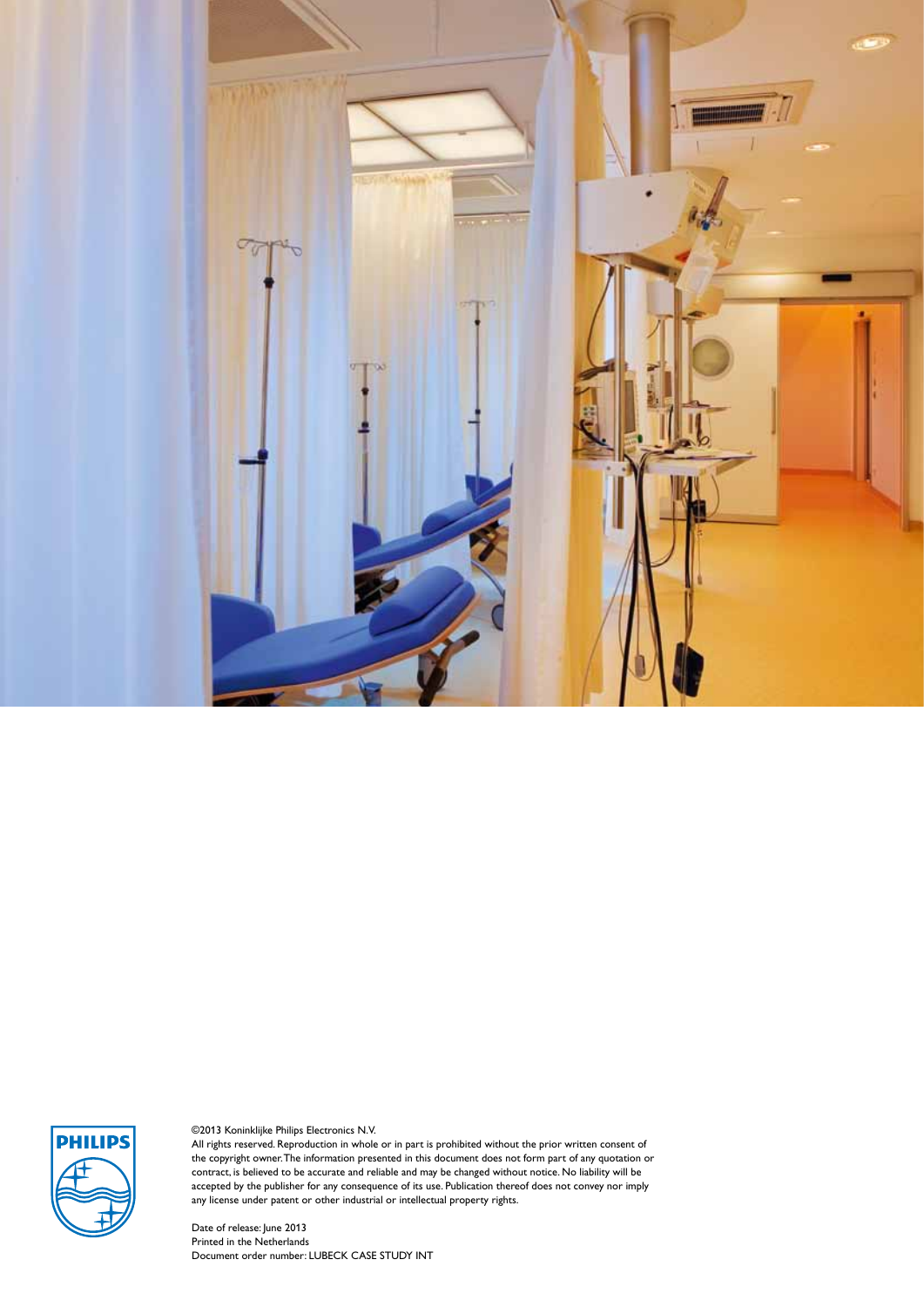©2013 Koninklijke Philips Electronics N.V.
All rights reserved. Reproduction in whole or in part is prohibited without the prior written consent of the copyright owner. The information presented in this document does not form part of any quotation or contract, is believed to be accurate and reliable and may be changed without notice. No liability will be accepted by the publisher for any consequence of its use. Publication thereof does not convey nor imply any license under patent or other industrial or intellectual property rights.

Date of release: June 2013
Printed in the Netherlands
Document order number: LUBECK CASE STUDY INT